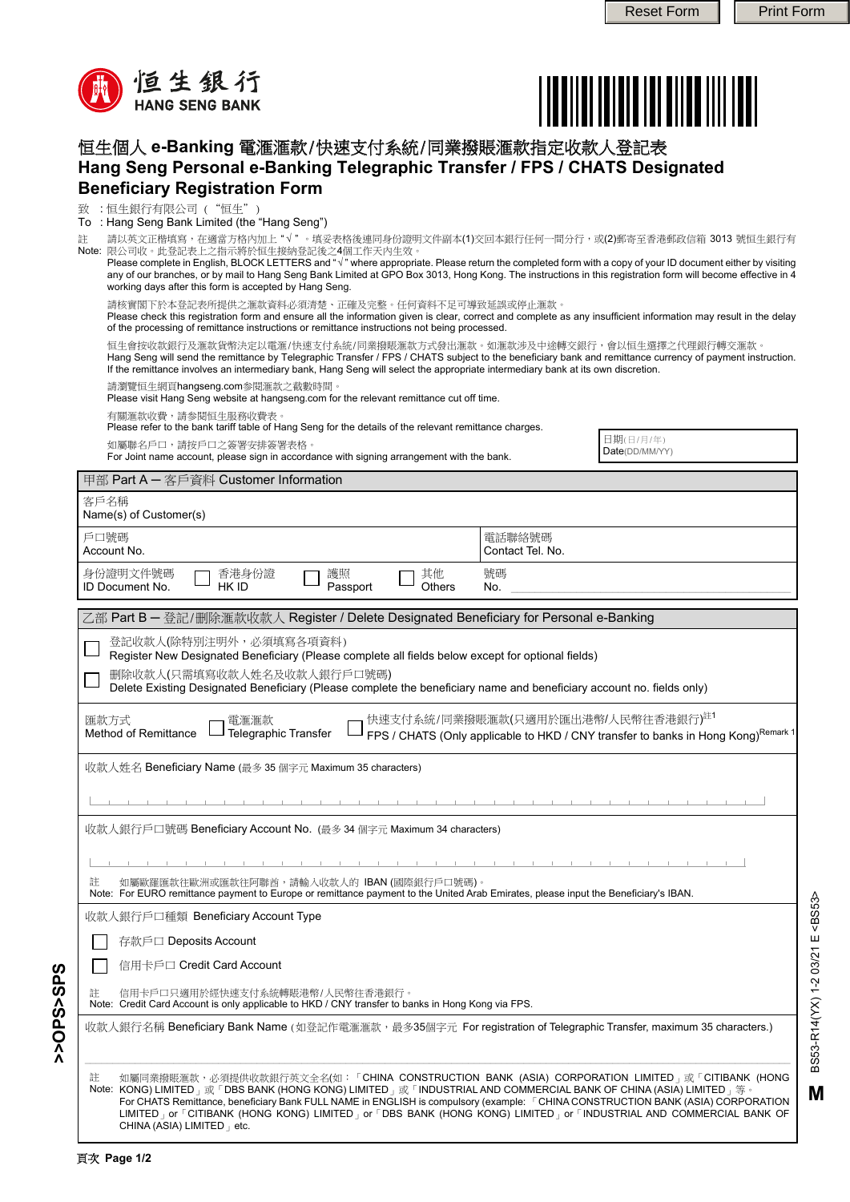恒生銀行
HANG SENG BANK

# 恒生個人 e-Banking 電滙滙款/快速支付系統/同業撥賬滙款指定收款人登記表
# Hang Seng Personal e-Banking Telegraphic Transfer / FPS / CHATS Designated Beneficiary Registration Form

致 ：恒生銀行有限公司（"恒生"）
To ：Hang Seng Bank Limited (the "Hang Seng")

註 請以英文正楷填寫，在適當方格內加上"√"。填妥表格後連同身份證明文件副本(1)交回本銀行任何一間分行，或(2)郵寄至香港郵政信箱 3013 號恒生銀行有限公司收。此登記表上之指示將於恒生接納登記後之4個工作天內生效。
Note: Please complete in English, BLOCK LETTERS and "√" where appropriate. Please return the completed form with a copy of your ID document either by visiting any of our branches, or by mail to Hang Seng Bank Limited at GPO Box 3013, Hong Kong. The instructions in this registration form will become effective in 4 working days after this form is accepted by Hang Seng.

請核實閣下於本登記表所提供之滙款資料必須清楚、正確及完整。任何資料不足可導致延誤或停止滙款。
Please check this registration form and ensure all the information given is clear, correct and complete as any insufficient information may result in the delay of the processing of remittance instructions or remittance instructions not being processed.

恒生會按收款銀行及滙款貨幣決定以電滙/快速支付系統/同業撥賬滙款方式發出滙款。如滙款涉及中途轉交銀行，會以恒生選擇之代理銀行轉交滙款。
Hang Seng will send the remittance by Telegraphic Transfer / FPS / CHATS subject to the beneficiary bank and remittance currency of payment instruction. If the remittance involves an intermediary bank, Hang Seng will select the appropriate intermediary bank at its own discretion.

請瀏覽恒生網頁hangseng.com參閱滙款之截數時間。
Please visit Hang Seng website at hangseng.com for the relevant remittance cut off time.

有關滙款收費，請參閱恒生服務收費表。
Please refer to the bank tariff table of Hang Seng for the details of the relevant remittance charges.

如屬聯名戶口，請按戶口之簽署安排簽署表格。
For Joint name account, please sign in accordance with signing arrangement with the bank.

日期(日/月/年)
Date(DD/MM/YY)

## 甲部 Part A — 客戶資料 Customer Information

客戶名稱
Name(s) of Customer(s)

| 戶口號碼 Account No. | 電話聯絡號碼 Contact Tel. No. |
|---|---|
| | |

身份證明文件號碼 ID Document No. ☐ 香港身份證 HK ID ☐ 護照 Passport ☐ 其他 Others 號碼 No. ____________

## 乙部 Part B — 登記/刪除滙款收款人 Register / Delete Designated Beneficiary for Personal e-Banking

☐ 登記收款人(除特別注明外，必須填寫各項資料)
Register New Designated Beneficiary (Please complete all fields below except for optional fields)

☐ 刪除收款人(只需填寫收款人姓名及收款人銀行戶口號碼)
Delete Existing Designated Beneficiary (Please complete the beneficiary name and beneficiary account no. fields only)

滙款方式 Method of Remittance ☐ 電滙滙款 Telegraphic Transfer ☐ 快速支付系統/同業撥賬滙款(只適用於匯出港幣/人民幣往香港銀行)註1 FPS / CHATS (Only applicable to HKD / CNY transfer to banks in Hong Kong) Remark 1

收款人姓名 Beneficiary Name (最多 35 個字元 Maximum 35 characters)

收款人銀行戶口號碼 Beneficiary Account No. (最多 34 個字元 Maximum 34 characters)

註 如屬歐羅匯款往歐洲或匯款往阿聯酋，請輸入收款人的 IBAN (國際銀行戶口號碼)。
Note: For EURO remittance payment to Europe or remittance payment to the United Arab Emirates, please input the Beneficiary's IBAN.

收款人銀行戶口種類 Beneficiary Account Type

☐ 存款戶口 Deposits Account

☐ 信用卡戶口 Credit Card Account

註 信用卡戶口只適用於經快速支付系統轉賬港幣/人民幣往香港銀行。
Note: Credit Card Account is only applicable to HKD / CNY transfer to banks in Hong Kong via FPS.

收款人銀行名稱 Beneficiary Bank Name (如登記作電滙滙款，最多35個字元 For registration of Telegraphic Transfer, maximum 35 characters.)

註 如屬同業撥賬滙款，必須提供收款銀行英文全名(如：「CHINA CONSTRUCTION BANK (ASIA) CORPORATION LIMITED」或「CITIBANK (HONG KONG) LIMITED」或「DBS BANK (HONG KONG) LIMITED」或「INDUSTRIAL AND COMMERCIAL BANK OF CHINA (ASIA) LIMITED」等。
Note: For CHATS Remittance, beneficiary Bank FULL NAME in ENGLISH is compulsory (example: 「CHINA CONSTRUCTION BANK (ASIA) CORPORATION LIMITED」or「CITIBANK (HONG KONG) LIMITED」or「DBS BANK (HONG KONG) LIMITED」or「INDUSTRIAL AND COMMERCIAL BANK OF CHINA (ASIA) LIMITED」etc.

>>OPS>SPS

BS53-R14(YX) 1-2 03/21 E <BS53>

M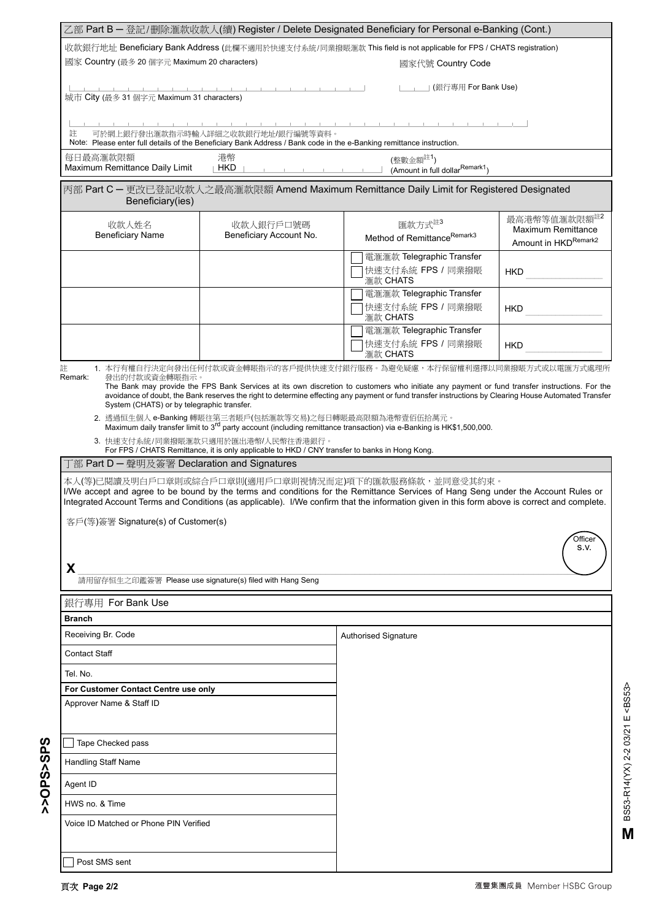## 乙部 Part B ─ 登記/刪除滙款收款人(續) Register / Delete Designated Beneficiary for Personal e-Banking (Cont.)

收款銀行地址 Beneficiary Bank Address (此欄不適用於快速支付系統/同業撥賬滙款 This field is not applicable for FPS / CHATS registration)

國家 Country (最多 20 個字元 Maximum 20 characters)

國家代號 Country Code

(銀行專用 For Bank Use)

城市 City (最多 31 個字元 Maximum 31 characters)

註　可於網上銀行發出滙款指示時輸入詳細之收款銀行地址/銀行編號等資料。
Note: Please enter full details of the Beneficiary Bank Address / Bank code in the e-Banking remittance instruction.

每日最高滙款限額 Maximum Remittance Daily Limit　港幣 HKD　(整數金額註1) (Amount in full dollar Remark1)

## 丙部 Part C ─ 更改已登記收款人之最高滙款限額 Amend Maximum Remittance Daily Limit for Registered Designated Beneficiary(ies)

| 收款人姓名 Beneficiary Name | 收款人銀行戶口號碼 Beneficiary Account No. | 匯款方式註3 Method of Remittance Remark3 | 最高港幣等值滙款限額註2 Maximum Remittance Amount in HKD Remark2 |
|---|---|---|---|
| | | ☐ 電滙滙款 Telegraphic Transfer ☐ 快速支付系統 FPS / 同業撥賬滙款 CHATS | HKD |
| | | ☐ 電滙滙款 Telegraphic Transfer ☐ 快速支付系統 FPS / 同業撥賬滙款 CHATS | HKD |
| | | ☐ 電滙滙款 Telegraphic Transfer ☐ 快速支付系統 FPS / 同業撥賬滙款 CHATS | HKD |

註 Remark:

1. 本行有權自行決定向發出任何付款或資金轉賬指示的客戶提供快速支付銀行服務。為避免疑慮，本行保留權利選擇以同業撥賬方式或以電滙方式處理所發出的付款或資金轉賬指示。
   The Bank may provide the FPS Bank Services at its own discretion to customers who initiate any payment or fund transfer instructions. For the avoidance of doubt, the Bank reserves the right to determine effecting any payment or fund transfer instructions by Clearing House Automated Transfer System (CHATS) or by telegraphic transfer.
2. 透過恒生個人 e-Banking 轉賬往第三者賬戶(包括滙款等交易)之每日轉賬最高限額為港幣壹佰伍拾萬元。
   Maximum daily transfer limit to 3rd party account (including remittance transaction) via e-Banking is HK$1,500,000.
3. 快速支付系統/同業撥賬滙款只適用於匯出港幣/人民幣往香港銀行。
   For FPS / CHATS Remittance, it is only applicable to HKD / CNY transfer to banks in Hong Kong.

## 丁部 Part D ─ 聲明及簽署 Declaration and Signatures

本人(等)已閱讀及明白戶口章則或綜合戶口章則(適用戶口章則視情況而定)項下的匯款服務條款，並同意受其約束。
I/We accept and agree to be bound by the terms and conditions for the Remittance Services of Hang Seng under the Account Rules or Integrated Account Terms and Conditions (as applicable). I/We confirm that the information given in this form above is correct and complete.

客戶(等)簽署 Signature(s) of Customer(s)

Officer S.V.

X

請用留存恒生之印鑑簽署 Please use signature(s) filed with Hang Seng

## 銀行專用 For Bank Use

| Branch | |
|---|---|
| Receiving Br. Code | Authorised Signature |
| Contact Staff | |
| Tel. No. | |
| **For Customer Contact Centre use only** | |
| Approver Name & Staff ID | |
| ☐ Tape Checked pass | |
| Handling Staff Name | |
| Agent ID | |
| HWS no. & Time | |
| Voice ID Matched or Phone PIN Verified | |
| ☐ Post SMS sent | |

>>OPS>SPS

BS53-R14(YX) 2-2 03/21 E <BS53>

M

滙豐集團成員 Member HSBC Group